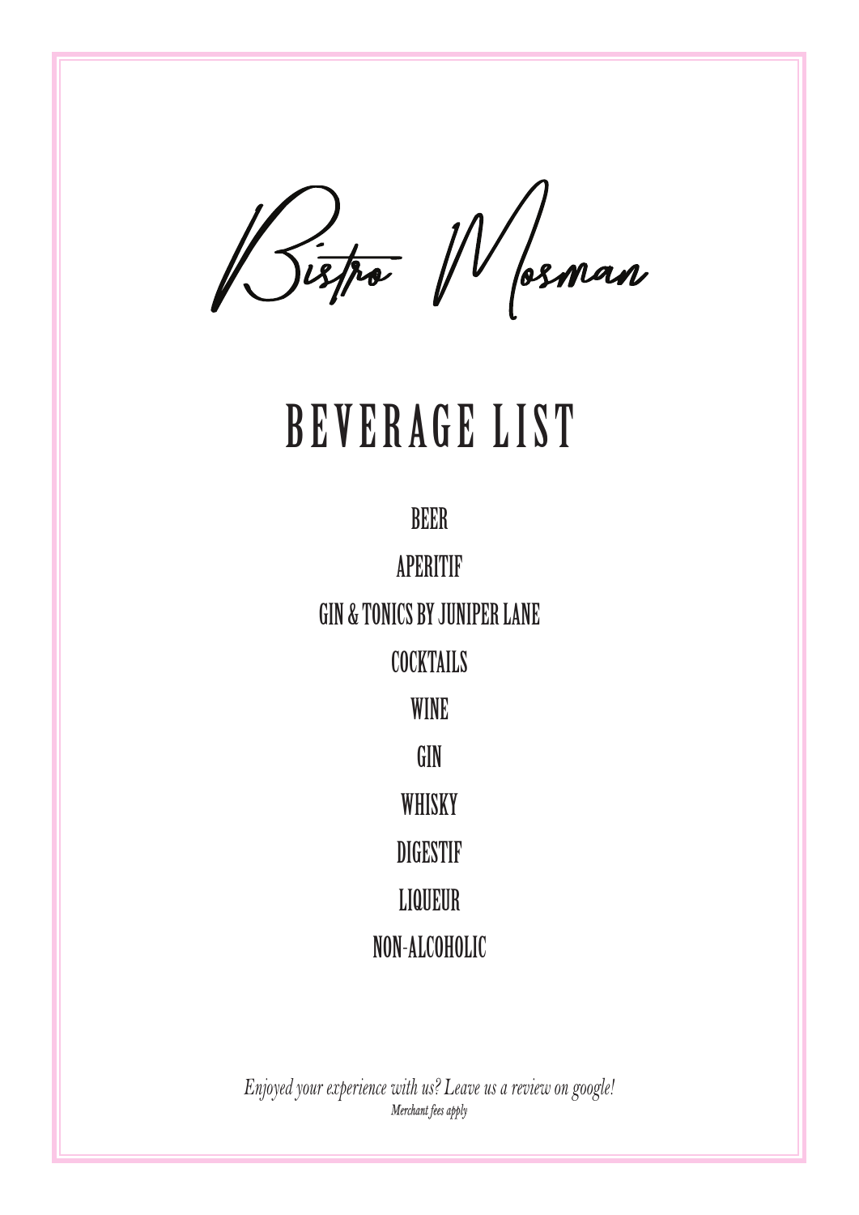# Bistro Mosman

## BEVERAGE LIST

BEER

APERITIF

GIN & TONICS BY JUNIPER LANE

COCKTAILS

WINE

GIN

WHISKY

DIGESTIF

LIQUEUR

NON-ALCOHOLIC

*Enjoyed your experience with us? Leave us a review on google!*

*Merchant fees apply*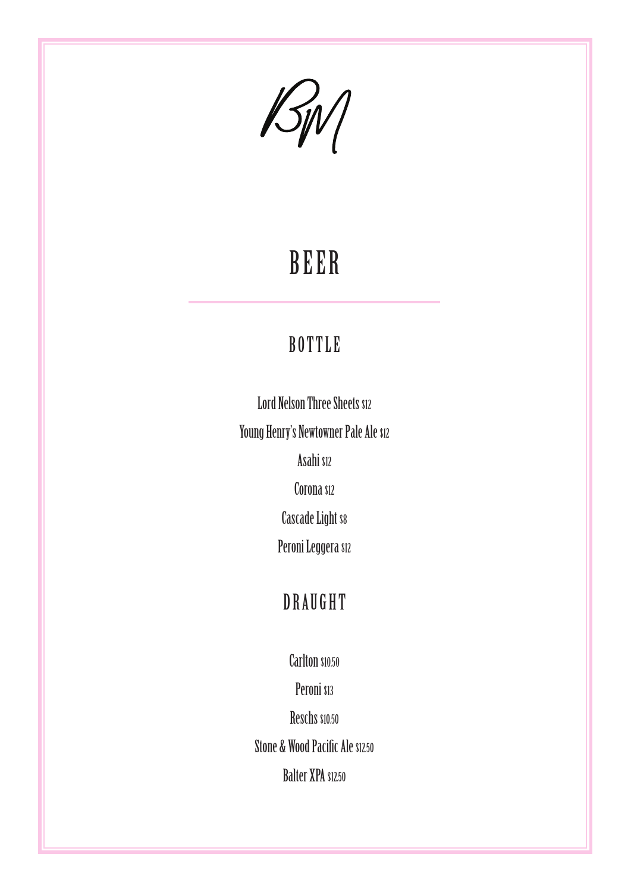BM

# BEER

## BOTTLE

Lord Nelson Three Sheets $12

Young Henry's Newtowner Pale Ale $12

Asahi $12

Corona $12

Cascade Light $8

Peroni Leggera $12

## DRAUGHT

Carlton $10.50

Peroni $13

Reschs $10.50

Stone & Wood Pacific Ale $12.50

Balter XPA $12.50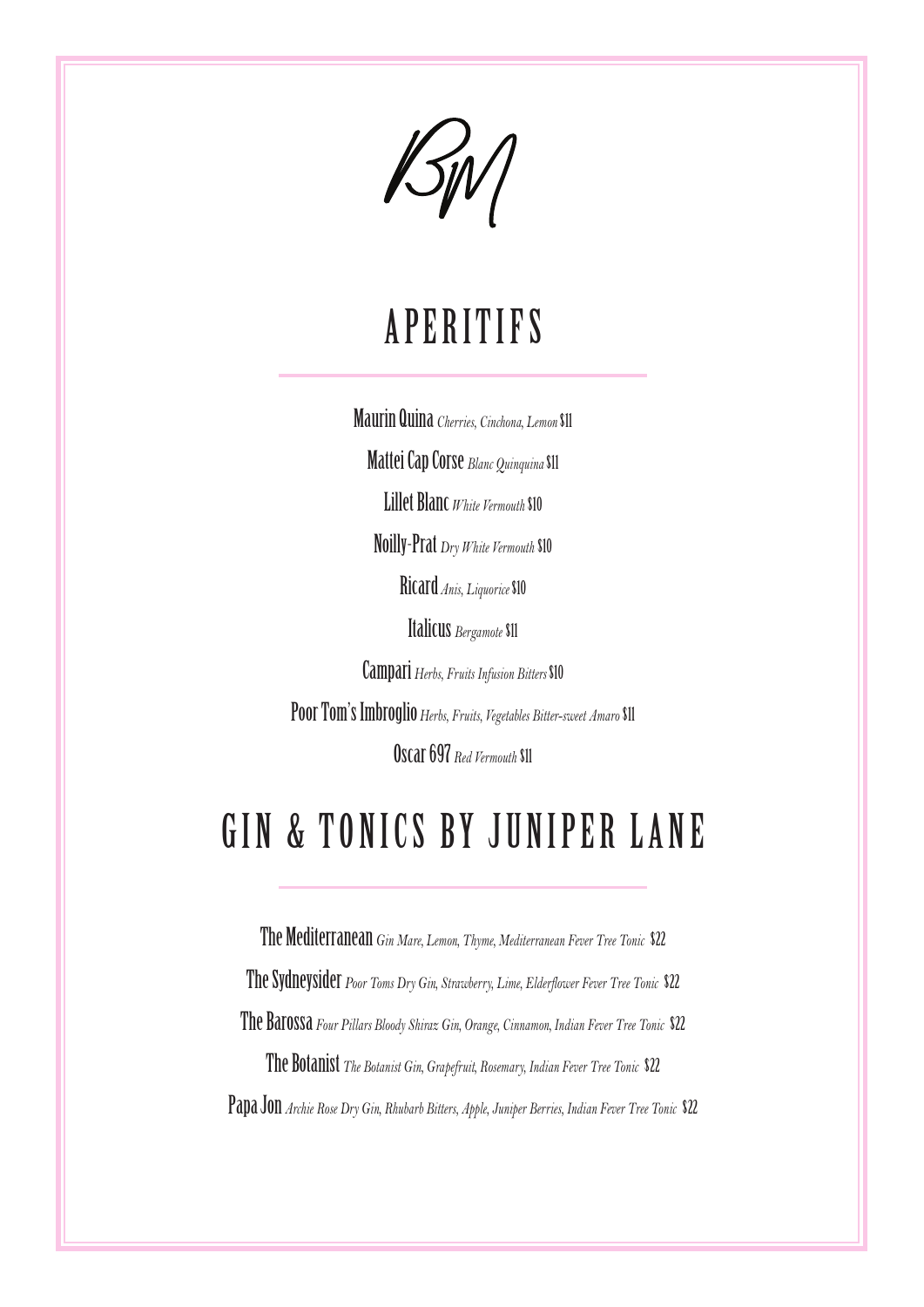BM

# APERITIFS

**Maurin Quina** *Cherries, Cinchona, Lemon* $11

**Mattei Cap Corse** *Blanc Quinquina* $11

**Lillet Blanc** *White Vermouth* $10

**Noilly-Prat** *Dry White Vermouth* $10

**Ricard** *Anis, Liquorice* $10

**Italicus** *Bergamote* $11

**Campari** *Herbs, Fruits Infusion Bitters* $10

**Poor Tom's Imbroglio** *Herbs, Fruits, Vegetables Bitter-sweet Amaro* $11

**Oscar 697** *Red Vermouth* $11

# GIN & TONICS BY JUNIPER LANE

**The Mediterranean** *Gin Mare, Lemon, Thyme, Mediterranean Fever Tree Tonic* $22

**The Sydneysider** *Poor Toms Dry Gin, Strawberry, Lime, Elderflower Fever Tree Tonic* $22

**The Barossa** *Four Pillars Bloody Shiraz Gin, Orange, Cinnamon, Indian Fever Tree Tonic* $22

**The Botanist** *The Botanist Gin, Grapefruit, Rosemary, Indian Fever Tree Tonic* $22

**Papa Jon** *Archie Rose Dry Gin, Rhubarb Bitters, Apple, Juniper Berries, Indian Fever Tree Tonic* $22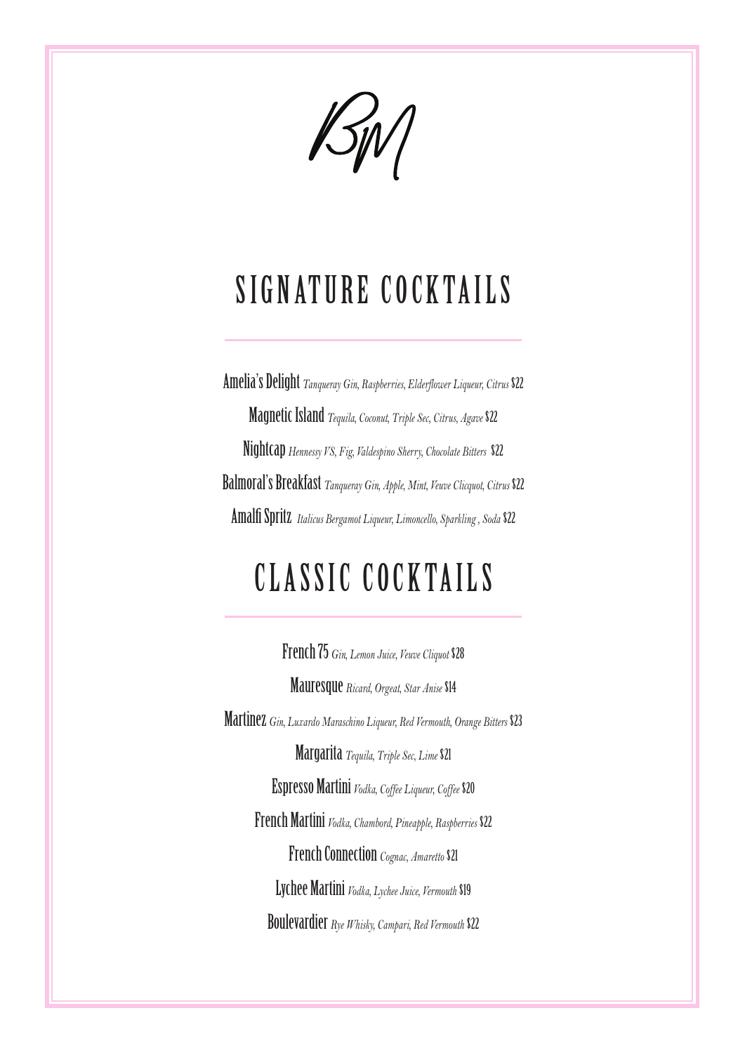BM

## SIGNATURE COCKTAILS

**Amelia's Delight** *Tanqueray Gin, Raspberries, Elderflower Liqueur, Citrus* $22

**Magnetic Island** *Tequila, Coconut, Triple Sec, Citrus, Agave* $22

**Nightcap** *Hennessy VS, Fig, Valdespino Sherry, Chocolate Bitters* $22

**Balmoral's Breakfast** *Tanqueray Gin, Apple, Mint, Veuve Clicquot, Citrus* $22

**Amalfi Spritz** *Italicus Bergamot Liqueur, Limoncello, Sparkling , Soda* $22

## CLASSIC COCKTAILS

**French 75** *Gin, Lemon Juice, Veuve Cliquot* $28

**Mauresque** *Ricard, Orgeat, Star Anise* $14

**Martinez** *Gin, Luxardo Maraschino Liqueur, Red Vermouth, Orange Bitters* $23

**Margarita** *Tequila, Triple Sec, Lime* $21

**Espresso Martini** *Vodka, Coffee Liqueur, Coffee* $20

**French Martini** *Vodka, Chambord, Pineapple, Raspberries* $22

**French Connection** *Cognac, Amaretto* $21

**Lychee Martini** *Vodka, Lychee Juice, Vermouth* $19

**Boulevardier** *Rye Whisky, Campari, Red Vermouth* $22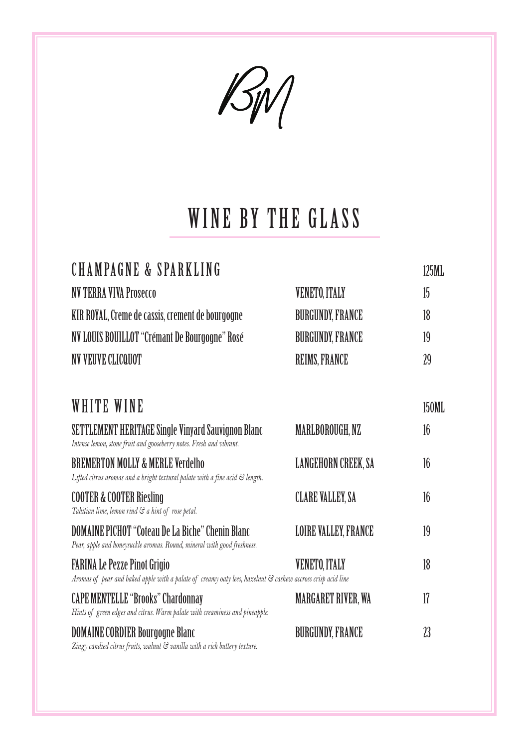BM

# WINE BY THE GLASS

## CHAMPAGNE & SPARKLING

| | | 125ML |
|---|---|---|
| NV TERRA VIVA Prosecco | VENETO, ITALY | 15 |
| KIR ROYAL, Creme de cassis, crement de bourgogne | BURGUNDY, FRANCE | 18 |
| NV LOUIS BOUILLOT "Crémant De Bourgogne" Rosé | BURGUNDY, FRANCE | 19 |
| NV VEUVE CLICQUOT | REIMS, FRANCE | 29 |

## WHITE WINE

| | | 150ML |
|---|---|---|
| SETTLEMENT HERITAGE Single Vinyard Sauvignon Blanc<br>*Intense lemon, stone fruit and gooseberry notes. Fresh and vibrant.* | MARLBOROUGH, NZ | 16 |
| BREMERTON MOLLY & MERLE Verdelho<br>*Lifted citrus aromas and a bright textural palate with a fine acid & length.* | LANGEHORN CREEK, SA | 16 |
| COOTER & COOTER Riesling<br>*Tahitian lime, lemon rind & a hint of rose petal.* | CLARE VALLEY, SA | 16 |
| DOMAINE PICHOT "Coteau De La Biche" Chenin Blanc<br>*Pear, apple and honeysuckle aromas. Round, mineral with good freshness.* | LOIRE VALLEY, FRANCE | 19 |
| FARINA Le Pezze Pinot Grigio<br>*Aromas of pear and baked apple with a palate of creamy oaty lees, hazelnut & cashew accross crisp acid line* | VENETO, ITALY | 18 |
| CAPE MENTELLE "Brooks" Chardonnay<br>*Hints of green edges and citrus. Warm palate with creaminess and pineapple.* | MARGARET RIVER, WA | 17 |
| DOMAINE CORDIER Bourgogne Blanc<br>*Zingy candied citrus fruits, walnut & vanilla with a rich buttery texture.* | BURGUNDY, FRANCE | 23 |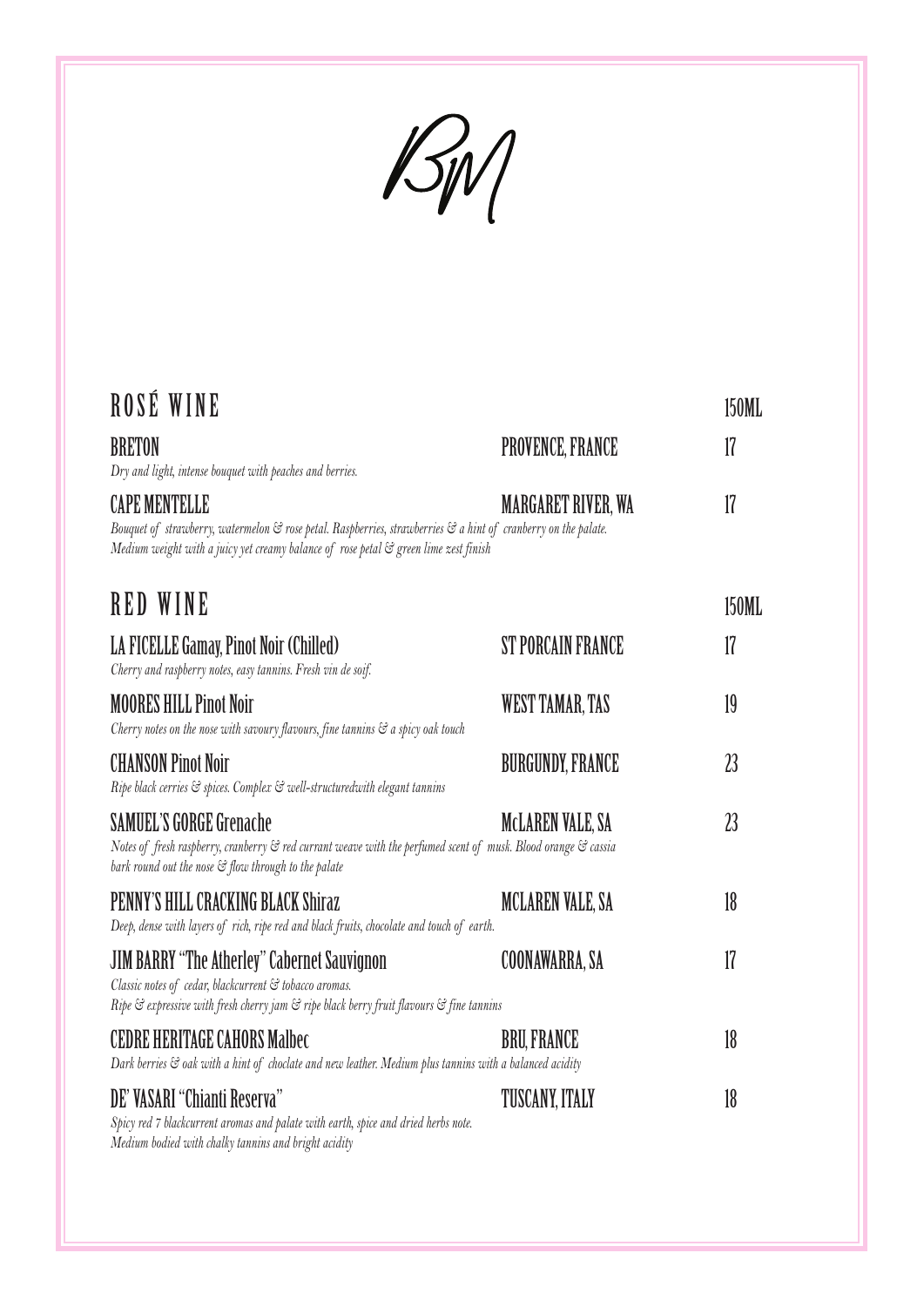BM

## ROSÉ WINE

150ML

**BRETON** — PROVENCE, FRANCE — 17

*Dry and light, intense bouquet with peaches and berries.*

**CAPE MENTELLE** — MARGARET RIVER, WA — 17

*Bouquet of strawberry, watermelon & rose petal. Raspberries, strawberries & a hint of cranberry on the palate. Medium weight with a juicy yet creamy balance of rose petal & green lime zest finish*

## RED WINE

150ML

**LA FICELLE Gamay, Pinot Noir (Chilled)** — ST PORCAIN FRANCE — 17

*Cherry and raspberry notes, easy tannins. Fresh vin de soif.*

**MOORES HILL Pinot Noir** — WEST TAMAR, TAS — 19

*Cherry notes on the nose with savoury flavours, fine tannins & a spicy oak touch*

**CHANSON Pinot Noir** — BURGUNDY, FRANCE — 23

*Ripe black cerries & spices. Complex & well-structuredwith elegant tannins*

**SAMUEL'S GORGE Grenache** — McLAREN VALE, SA — 23

*Notes of fresh raspberry, cranberry & red currant weave with the perfumed scent of musk. Blood orange & cassia bark round out the nose & flow through to the palate*

**PENNY'S HILL CRACKING BLACK Shiraz** — MCLAREN VALE, SA — 18

*Deep, dense with layers of rich, ripe red and black fruits, chocolate and touch of earth.*

**JIM BARRY "The Atherley" Cabernet Sauvignon** — COONAWARRA, SA — 17

*Classic notes of cedar, blackcurrent & tobacco aromas. Ripe & expressive with fresh cherry jam & ripe black berry fruit flavours & fine tannins*

**CEDRE HERITAGE CAHORS Malbec** — BRU, FRANCE — 18

*Dark berries & oak with a hint of choclate and new leather. Medium plus tannins with a balanced acidity*

**DE' VASARI "Chianti Reserva"** — TUSCANY, ITALY — 18

*Spicy red 7 blackcurrent aromas and palate with earth, spice and dried herbs note. Medium bodied with chalky tannins and bright acidity*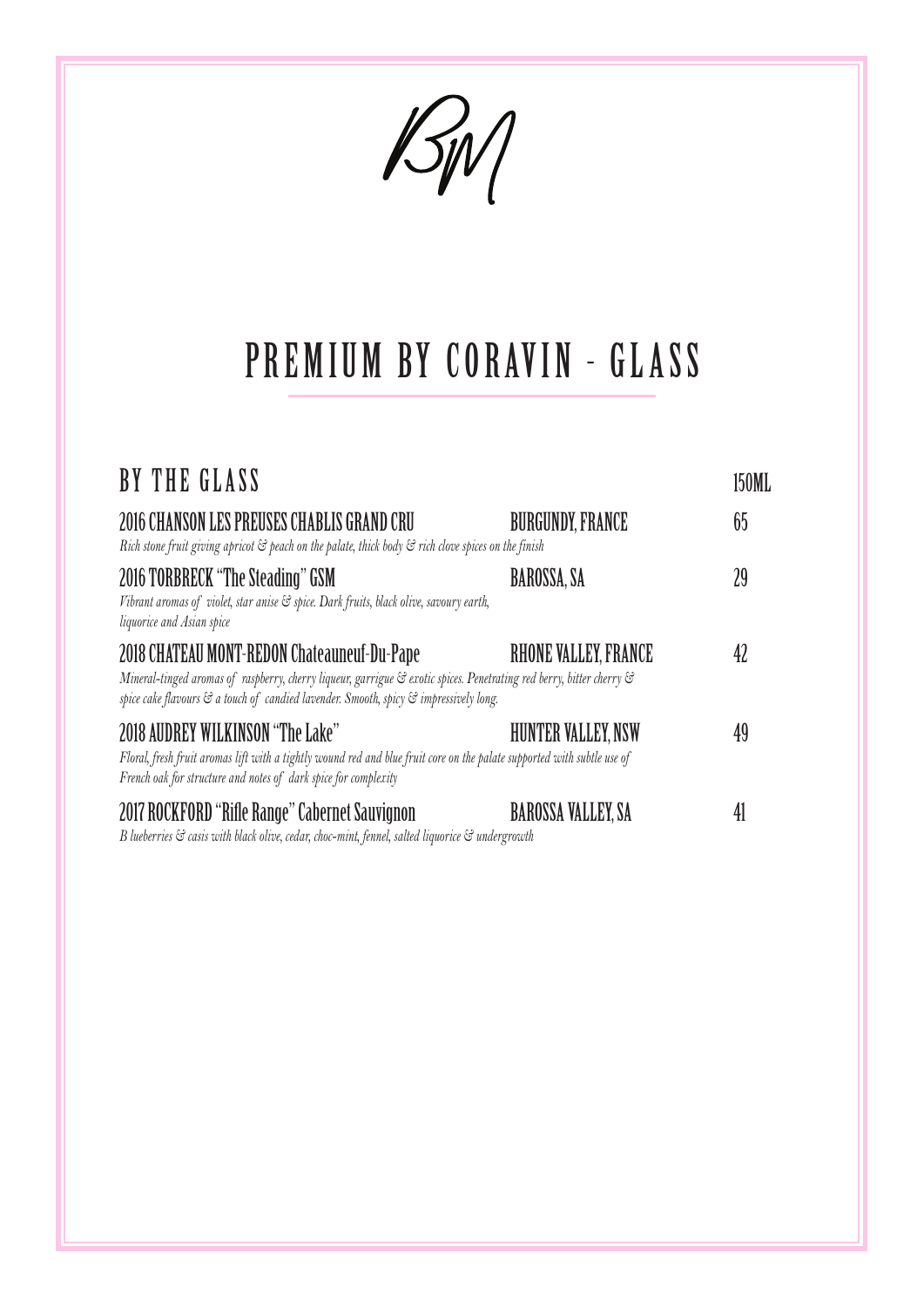BM

# PREMIUM BY CORAVIN - GLASS

## BY THE GLASS

150ML

**2016 CHANSON LES PREUSES CHABLIS GRAND CRU** — BURGUNDY, FRANCE — 65
*Rich stone fruit giving apricot & peach on the palate, thick body & rich clove spices on the finish*

**2016 TORBRECK "The Steading" GSM** — BAROSSA, SA — 29
*Vibrant aromas of violet, star anise & spice. Dark fruits, black olive, savoury earth, liquorice and Asian spice*

**2018 CHATEAU MONT-REDON Chateauneuf-Du-Pape** — RHONE VALLEY, FRANCE — 42
*Mineral-tinged aromas of raspberry, cherry liqueur, garrigue & exotic spices. Penetrating red berry, bitter cherry & spice cake flavours & a touch of candied lavender. Smooth, spicy & impressively long.*

**2018 AUDREY WILKINSON "The Lake"** — HUNTER VALLEY, NSW — 49
*Floral, fresh fruit aromas lift with a tightly wound red and blue fruit core on the palate supported with subtle use of French oak for structure and notes of dark spice for complexity*

**2017 ROCKFORD "Rifle Range" Cabernet Sauvignon** — BAROSSA VALLEY, SA — 41
*B lueberries & casis with black olive, cedar, choc-mint, fennel, salted liquorice & undergrowth*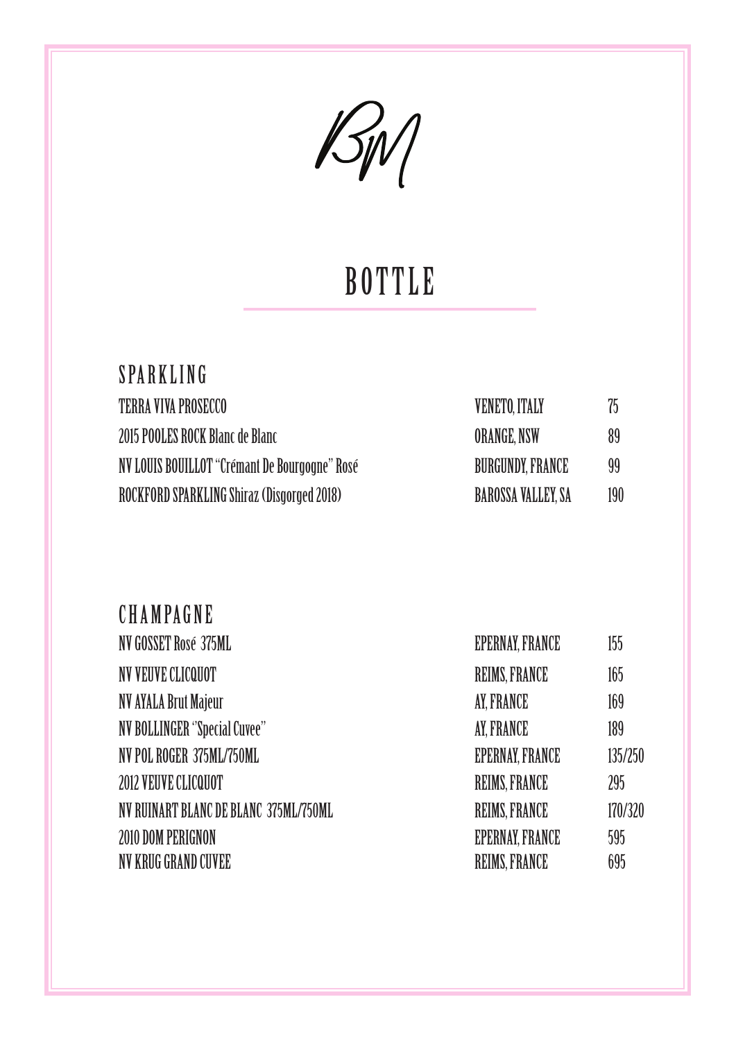BM

# BOTTLE

## SPARKLING

| | | |
|---|---|---|
| TERRA VIVA PROSECCO | VENETO, ITALY | 75 |
| 2015 POOLES ROCK Blanc de Blanc | ORANGE, NSW | 89 |
| NV LOUIS BOUILLOT "Crémant De Bourgogne" Rosé | BURGUNDY, FRANCE | 99 |
| ROCKFORD SPARKLING Shiraz (Disgorged 2018) | BAROSSA VALLEY, SA | 190 |

## CHAMPAGNE

| | | |
|---|---|---|
| NV GOSSET Rosé 375ML | EPERNAY, FRANCE | 155 |
| NV VEUVE CLICQUOT | REIMS, FRANCE | 165 |
| NV AYALA Brut Majeur | AY, FRANCE | 169 |
| NV BOLLINGER "Special Cuvee" | AY, FRANCE | 189 |
| NV POL ROGER 375ML/750ML | EPERNAY, FRANCE | 135/250 |
| 2012 VEUVE CLICQUOT | REIMS, FRANCE | 295 |
| NV RUINART BLANC DE BLANC 375ML/750ML | REIMS, FRANCE | 170/320 |
| 2010 DOM PERIGNON | EPERNAY, FRANCE | 595 |
| NV KRUG GRAND CUVEE | REIMS, FRANCE | 695 |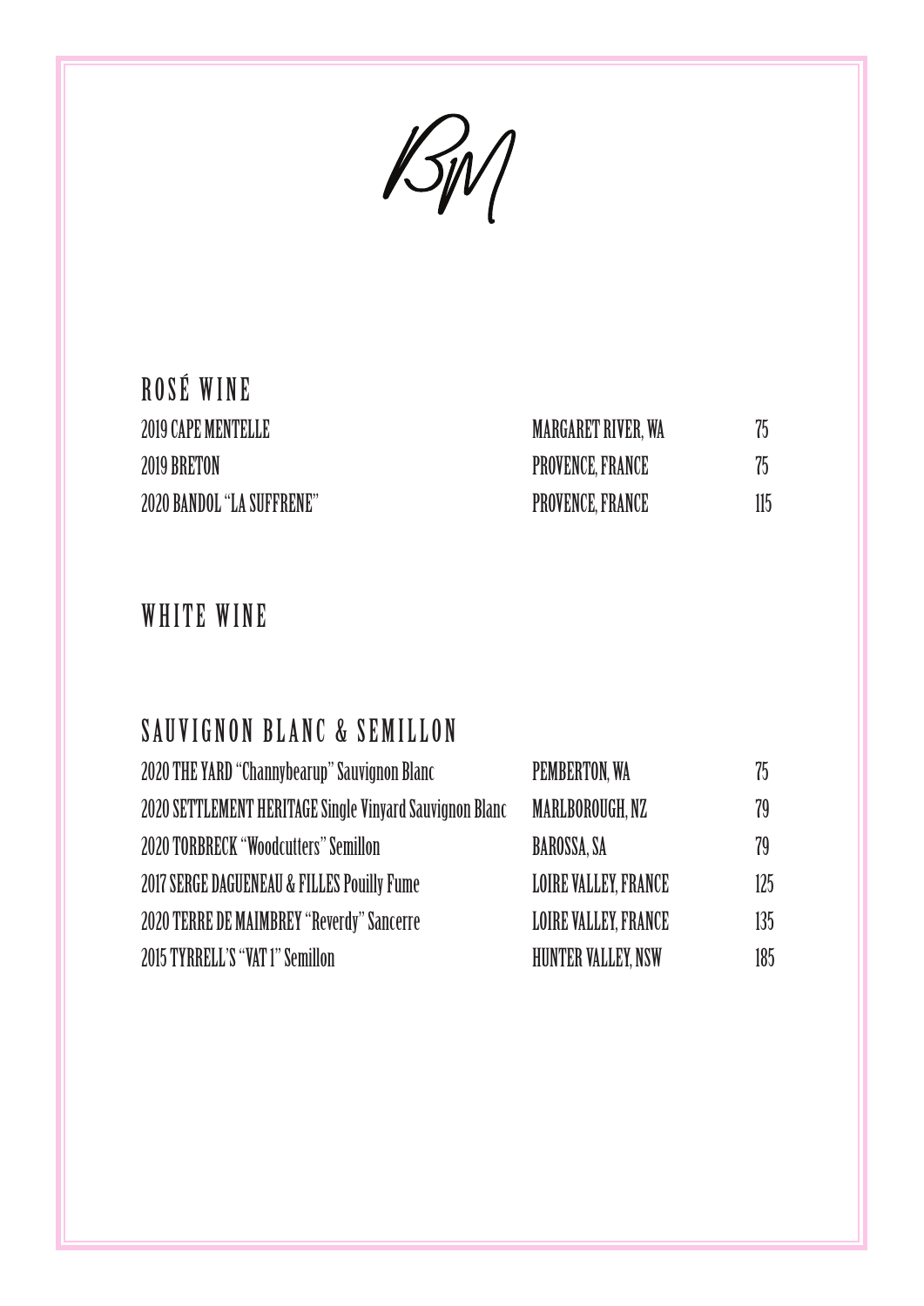BM

## ROSÉ WINE

| | | |
|---|---|---|
| 2019 CAPE MENTELLE | MARGARET RIVER, WA | 75 |
| 2019 BRETON | PROVENCE, FRANCE | 75 |
| 2020 BANDOL "LA SUFFRENE" | PROVENCE, FRANCE | 115 |

## WHITE WINE

## SAUVIGNON BLANC & SEMILLON

| | | |
|---|---|---|
| 2020 THE YARD "Channybearup" Sauvignon Blanc | PEMBERTON, WA | 75 |
| 2020 SETTLEMENT HERITAGE Single Vinyard Sauvignon Blanc | MARLBOROUGH, NZ | 79 |
| 2020 TORBRECK "Woodcutters" Semillon | BAROSSA, SA | 79 |
| 2017 SERGE DAGUENEAU & FILLES Pouilly Fume | LOIRE VALLEY, FRANCE | 125 |
| 2020 TERRE DE MAIMBREY "Reverdy" Sancerre | LOIRE VALLEY, FRANCE | 135 |
| 2015 TYRRELL'S "VAT 1" Semillon | HUNTER VALLEY, NSW | 185 |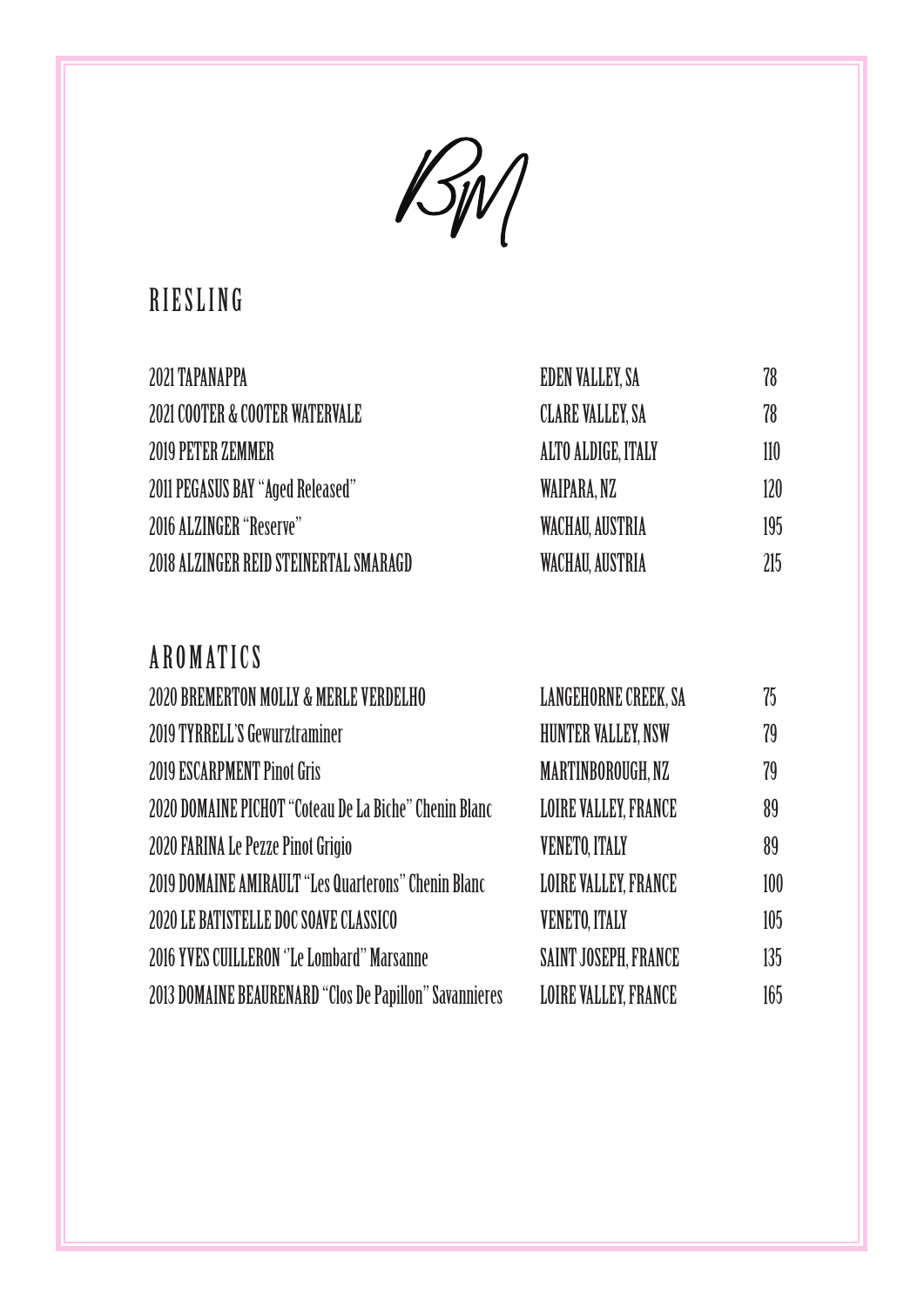BM

## RIESLING

| | | |
|---|---|---|
| 2021 TAPANAPPA | EDEN VALLEY, SA | 78 |
| 2021 COOTER & COOTER WATERVALE | CLARE VALLEY, SA | 78 |
| 2019 PETER ZEMMER | ALTO ALDIGE, ITALY | 110 |
| 2011 PEGASUS BAY "Aged Released" | WAIPARA, NZ | 120 |
| 2016 ALZINGER "Reserve" | WACHAU, AUSTRIA | 195 |
| 2018 ALZINGER REID STEINERTAL SMARAGD | WACHAU, AUSTRIA | 215 |

## AROMATICS

| | | |
|---|---|---|
| 2020 BREMERTON MOLLY & MERLE VERDELHO | LANGEHORNE CREEK, SA | 75 |
| 2019 TYRRELL'S Gewurztraminer | HUNTER VALLEY, NSW | 79 |
| 2019 ESCARPMENT Pinot Gris | MARTINBOROUGH, NZ | 79 |
| 2020 DOMAINE PICHOT "Coteau De La Biche" Chenin Blanc | LOIRE VALLEY, FRANCE | 89 |
| 2020 FARINA Le Pezze Pinot Grigio | VENETO, ITALY | 89 |
| 2019 DOMAINE AMIRAULT "Les Quarterons" Chenin Blanc | LOIRE VALLEY, FRANCE | 100 |
| 2020 LE BATISTELLE DOC SOAVE CLASSICO | VENETO, ITALY | 105 |
| 2016 YVES CUILLERON "Le Lombard" Marsanne | SAINT JOSEPH, FRANCE | 135 |
| 2013 DOMAINE BEAURENARD "Clos De Papillon" Savannieres | LOIRE VALLEY, FRANCE | 165 |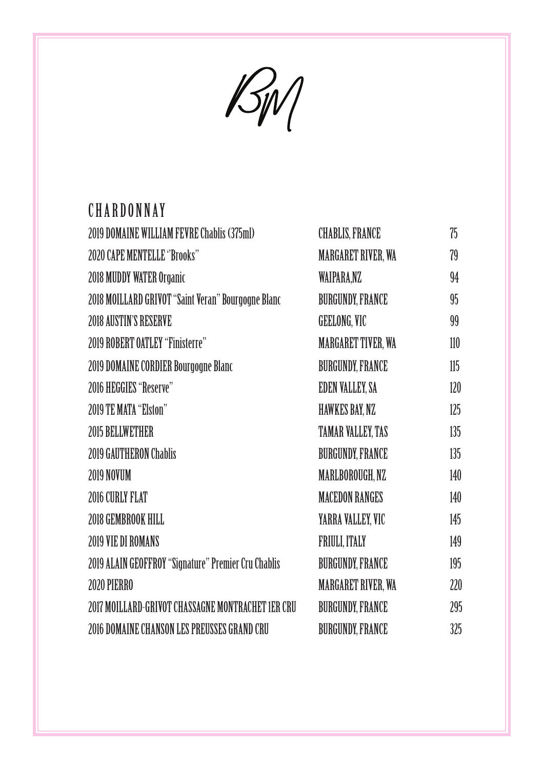BM

## CHARDONNAY

| | | |
|---|---|---|
| 2019 DOMAINE WILLIAM FEVRE Chablis (375ml) | CHABLIS, FRANCE | 75 |
| 2020 CAPE MENTELLE "Brooks" | MARGARET RIVER, WA | 79 |
| 2018 MUDDY WATER Organic | WAIPARA,NZ | 94 |
| 2018 MOILLARD GRIVOT "Saint Veran" Bourgogne Blanc | BURGUNDY, FRANCE | 95 |
| 2018 AUSTIN'S RESERVE | GEELONG, VIC | 99 |
| 2019 ROBERT OATLEY "Finisterre" | MARGARET TIVER, WA | 110 |
| 2019 DOMAINE CORDIER Bourgogne Blanc | BURGUNDY, FRANCE | 115 |
| 2016 HEGGIES "Reserve" | EDEN VALLEY, SA | 120 |
| 2019 TE MATA "Elston" | HAWKES BAY, NZ | 125 |
| 2015 BELLWETHER | TAMAR VALLEY, TAS | 135 |
| 2019 GAUTHERON Chablis | BURGUNDY, FRANCE | 135 |
| 2019 NOVUM | MARLBOROUGH, NZ | 140 |
| 2016 CURLY FLAT | MACEDON RANGES | 140 |
| 2018 GEMBROOK HILL | YARRA VALLEY, VIC | 145 |
| 2019 VIE DI ROMANS | FRIULI, ITALY | 149 |
| 2019 ALAIN GEOFFROY "Signature" Premier Cru Chablis | BURGUNDY, FRANCE | 195 |
| 2020 PIERRO | MARGARET RIVER, WA | 220 |
| 2017 MOILLARD-GRIVOT CHASSAGNE MONTRACHET 1ER CRU | BURGUNDY, FRANCE | 295 |
| 2016 DOMAINE CHANSON LES PREUSSES GRAND CRU | BURGUNDY, FRANCE | 325 |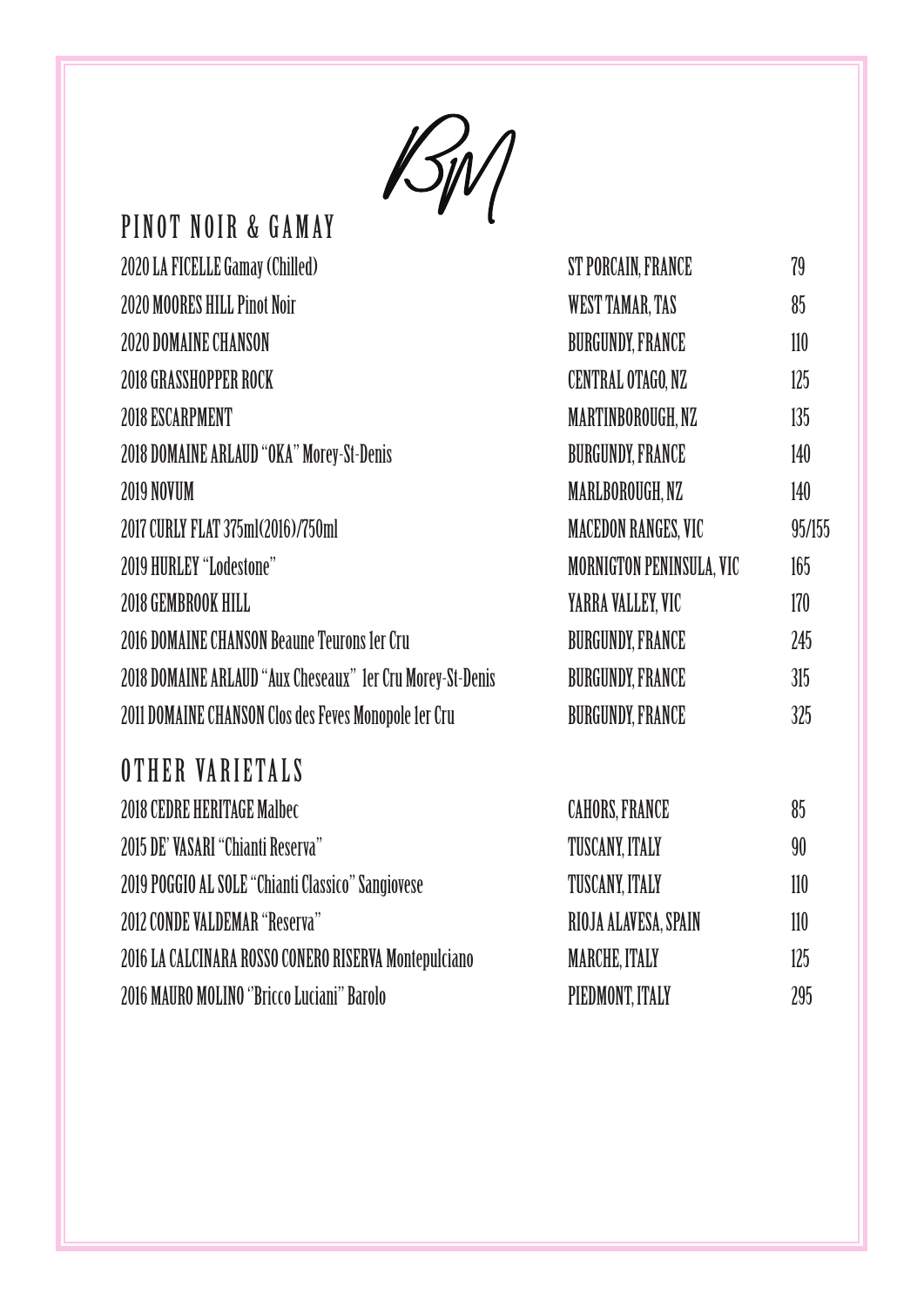BM

## PINOT NOIR & GAMAY

| | | |
|---|---|---|
| 2020 LA FICELLE Gamay (Chilled) | ST PORCAIN, FRANCE | 79 |
| 2020 MOORES HILL Pinot Noir | WEST TAMAR, TAS | 85 |
| 2020 DOMAINE CHANSON | BURGUNDY, FRANCE | 110 |
| 2018 GRASSHOPPER ROCK | CENTRAL OTAGO, NZ | 125 |
| 2018 ESCARPMENT | MARTINBOROUGH, NZ | 135 |
| 2018 DOMAINE ARLAUD "OKA" Morey-St-Denis | BURGUNDY, FRANCE | 140 |
| 2019 NOVUM | MARLBOROUGH, NZ | 140 |
| 2017 CURLY FLAT 375ml(2016)/750ml | MACEDON RANGES, VIC | 95/155 |
| 2019 HURLEY "Lodestone" | MORNINGTON PENINSULA, VIC | 165 |
| 2018 GEMBROOK HILL | YARRA VALLEY, VIC | 170 |
| 2016 DOMAINE CHANSON Beaune Teurons 1er Cru | BURGUNDY, FRANCE | 245 |
| 2018 DOMAINE ARLAUD "Aux Cheseaux" 1er Cru Morey-St-Denis | BURGUNDY, FRANCE | 315 |
| 2011 DOMAINE CHANSON Clos des Feves Monopole 1er Cru | BURGUNDY, FRANCE | 325 |

## OTHER VARIETALS

| | | |
|---|---|---|
| 2018 CEDRE HERITAGE Malbec | CAHORS, FRANCE | 85 |
| 2015 DE' VASARI "Chianti Reserva" | TUSCANY, ITALY | 90 |
| 2019 POGGIO AL SOLE "Chianti Classico" Sangiovese | TUSCANY, ITALY | 110 |
| 2012 CONDE VALDEMAR "Reserva" | RIOJA ALAVESA, SPAIN | 110 |
| 2016 LA CALCINARA ROSSO CONERO RISERVA Montepulciano | MARCHE, ITALY | 125 |
| 2016 MAURO MOLINO "Bricco Luciani" Barolo | PIEDMONT, ITALY | 295 |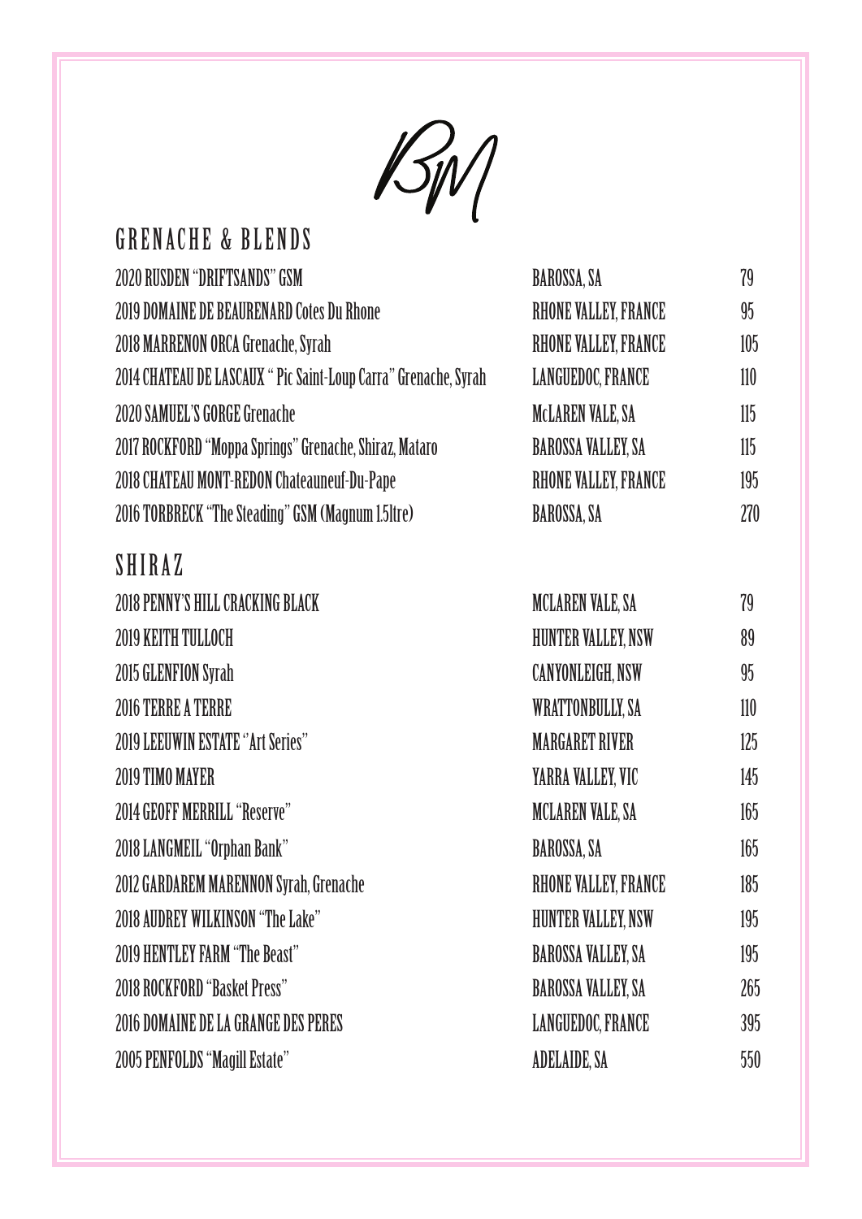BM

## GRENACHE & BLENDS

| | | |
|---|---|---|
| 2020 RUSDEN "DRIFTSANDS" GSM | BAROSSA, SA | 79 |
| 2019 DOMAINE DE BEAURENARD Cotes Du Rhone | RHONE VALLEY, FRANCE | 95 |
| 2018 MARRENON ORCA Grenache, Syrah | RHONE VALLEY, FRANCE | 105 |
| 2014 CHATEAU DE LASCAUX " Pic Saint-Loup Carra" Grenache, Syrah | LANGUEDOC, FRANCE | 110 |
| 2020 SAMUEL'S GORGE Grenache | McLAREN VALE, SA | 115 |
| 2017 ROCKFORD "Moppa Springs" Grenache, Shiraz, Mataro | BAROSSA VALLEY, SA | 115 |
| 2018 CHATEAU MONT-REDON Chateauneuf-Du-Pape | RHONE VALLEY, FRANCE | 195 |
| 2016 TORBRECK "The Steading" GSM (Magnum 1.5ltre) | BAROSSA, SA | 270 |

## SHIRAZ

| | | |
|---|---|---|
| 2018 PENNY'S HILL CRACKING BLACK | MCLAREN VALE, SA | 79 |
| 2019 KEITH TULLOCH | HUNTER VALLEY, NSW | 89 |
| 2015 GLENFION Syrah | CANYONLEIGH, NSW | 95 |
| 2016 TERRE A TERRE | WRATTONBULLY, SA | 110 |
| 2019 LEEUWIN ESTATE "Art Series" | MARGARET RIVER | 125 |
| 2019 TIMO MAYER | YARRA VALLEY, VIC | 145 |
| 2014 GEOFF MERRILL "Reserve" | MCLAREN VALE, SA | 165 |
| 2018 LANGMEIL "Orphan Bank" | BAROSSA, SA | 165 |
| 2012 GARDAREM MARENNON Syrah, Grenache | RHONE VALLEY, FRANCE | 185 |
| 2018 AUDREY WILKINSON "The Lake" | HUNTER VALLEY, NSW | 195 |
| 2019 HENTLEY FARM "The Beast" | BAROSSA VALLEY, SA | 195 |
| 2018 ROCKFORD "Basket Press" | BAROSSA VALLEY, SA | 265 |
| 2016 DOMAINE DE LA GRANGE DES PERES | LANGUEDOC, FRANCE | 395 |
| 2005 PENFOLDS "Magill Estate" | ADELAIDE, SA | 550 |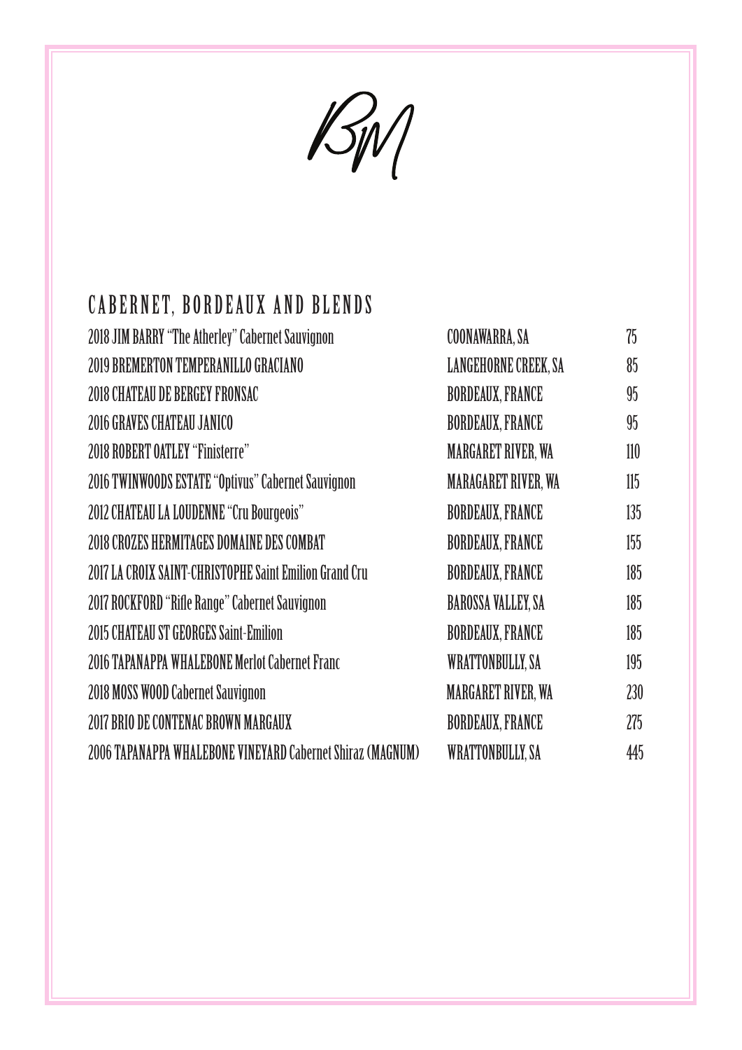BM

## CABERNET, BORDEAUX AND BLENDS

| | | |
|---|---|---|
| 2018 JIM BARRY "The Atherley" Cabernet Sauvignon | COONAWARRA, SA | 75 |
| 2019 BREMERTON TEMPERANILLO GRACIANO | LANGEHORNE CREEK, SA | 85 |
| 2018 CHATEAU DE BERGEY FRONSAC | BORDEAUX, FRANCE | 95 |
| 2016 GRAVES CHATEAU JANICO | BORDEAUX, FRANCE | 95 |
| 2018 ROBERT OATLEY "Finisterre" | MARGARET RIVER, WA | 110 |
| 2016 TWINWOODS ESTATE "Optivus" Cabernet Sauvignon | MARAGARET RIVER, WA | 115 |
| 2012 CHATEAU LA LOUDENNE "Cru Bourgeois" | BORDEAUX, FRANCE | 135 |
| 2018 CROZES HERMITAGES DOMAINE DES COMBAT | BORDEAUX, FRANCE | 155 |
| 2017 LA CROIX SAINT-CHRISTOPHE Saint Emilion Grand Cru | BORDEAUX, FRANCE | 185 |
| 2017 ROCKFORD "Rifle Range" Cabernet Sauvignon | BAROSSA VALLEY, SA | 185 |
| 2015 CHATEAU ST GEORGES Saint-Emilion | BORDEAUX, FRANCE | 185 |
| 2016 TAPANAPPA WHALEBONE Merlot Cabernet Franc | WRATTONBULLY, SA | 195 |
| 2018 MOSS WOOD Cabernet Sauvignon | MARGARET RIVER, WA | 230 |
| 2017 BRIO DE CONTENAC BROWN MARGAUX | BORDEAUX, FRANCE | 275 |
| 2006 TAPANAPPA WHALEBONE VINEYARD Cabernet Shiraz (MAGNUM) | WRATTONBULLY, SA | 445 |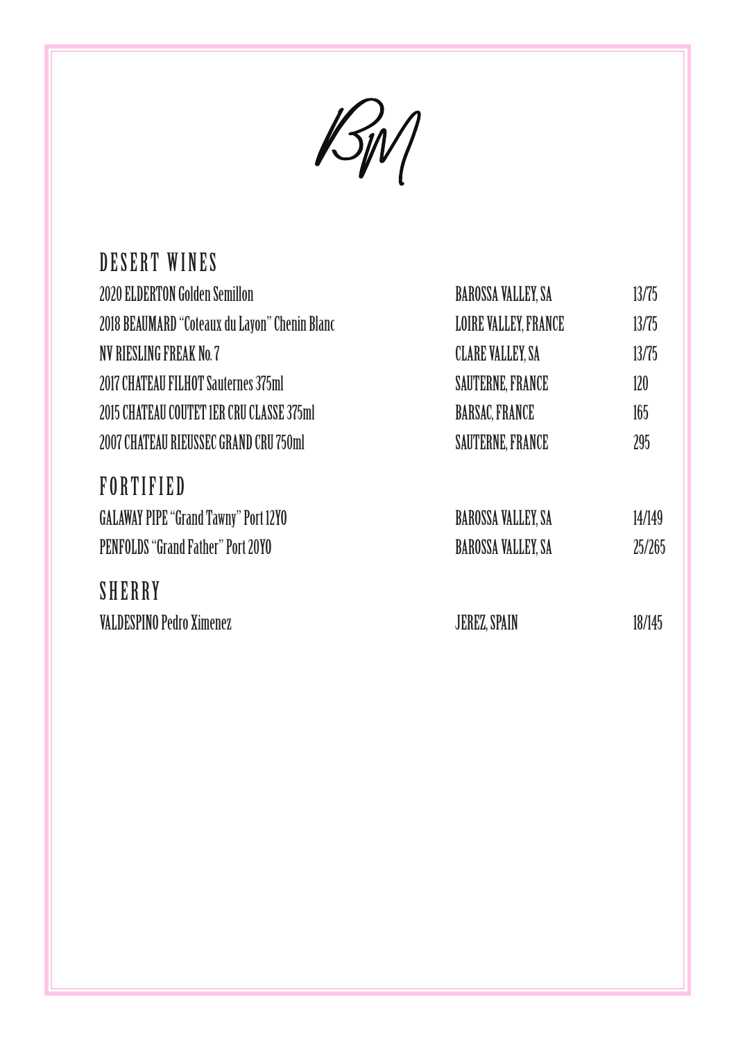BM

## DESERT WINES

| | | |
|---|---|---|
| 2020 ELDERTON Golden Semillon | BAROSSA VALLEY, SA | 13/75 |
| 2018 BEAUMARD "Coteaux du Layon" Chenin Blanc | LOIRE VALLEY, FRANCE | 13/75 |
| NV RIESLING FREAK No. 7 | CLARE VALLEY, SA | 13/75 |
| 2017 CHATEAU FILHOT Sauternes 375ml | SAUTERNE, FRANCE | 120 |
| 2015 CHATEAU COUTET 1ER CRU CLASSE 375ml | BARSAC, FRANCE | 165 |
| 2007 CHATEAU RIEUSSEC GRAND CRU 750ml | SAUTERNE, FRANCE | 295 |

## FORTIFIED

| | | |
|---|---|---|
| GALAWAY PIPE "Grand Tawny" Port 12YO | BAROSSA VALLEY, SA | 14/149 |
| PENFOLDS "Grand Father" Port 20YO | BAROSSA VALLEY, SA | 25/265 |

## SHERRY

| | | |
|---|---|---|
| VALDESPINO Pedro Ximenez | JEREZ, SPAIN | 18/145 |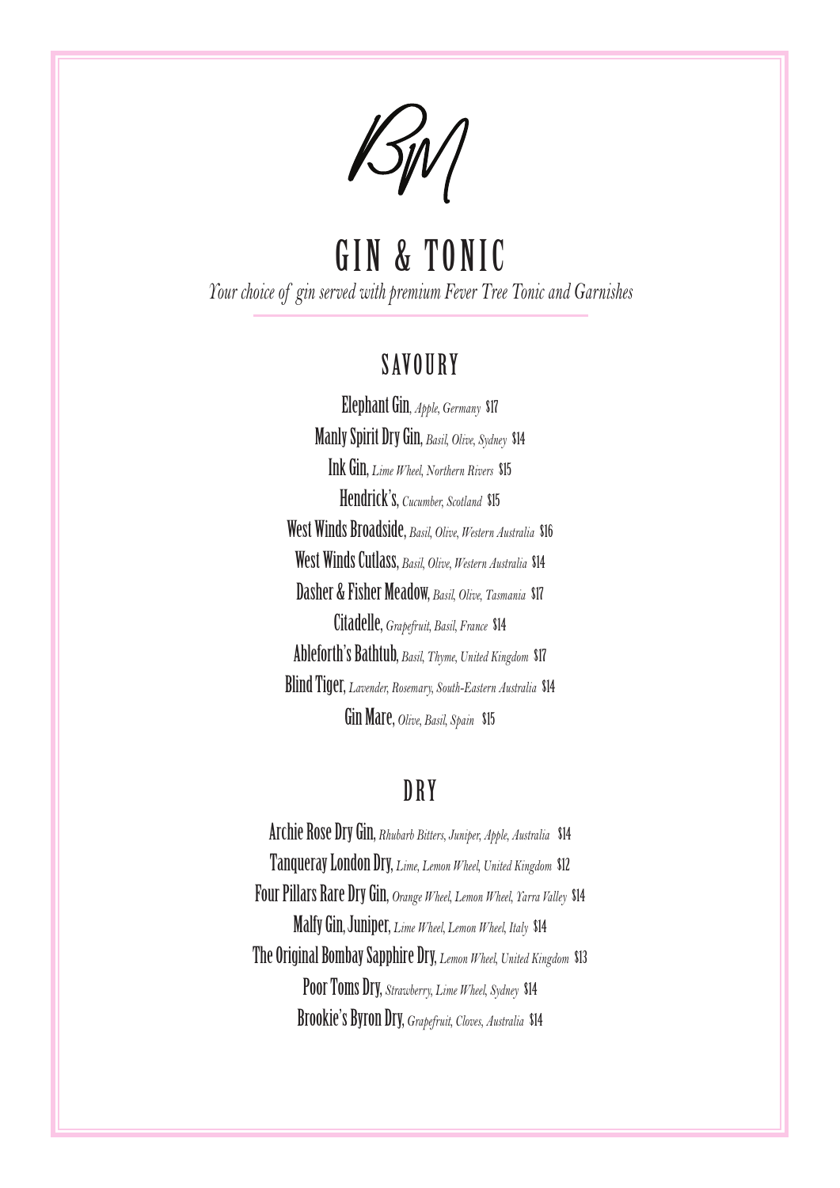BM

# GIN & TONIC

*Your choice of gin served with premium Fever Tree Tonic and Garnishes*

## SAVOURY

**Elephant Gin**, *Apple, Germany* $17

**Manly Spirit Dry Gin**, *Basil, Olive, Sydney* $14

**Ink Gin**, *Lime Wheel, Northern Rivers* $15

**Hendrick's**, *Cucumber, Scotland* $15

**West Winds Broadside**, *Basil, Olive, Western Australia* $16

**West Winds Cutlass**, *Basil, Olive, Western Australia* $14

**Dasher & Fisher Meadow**, *Basil, Olive, Tasmania* $17

**Citadelle**, *Grapefruit, Basil, France* $14

**Ableforth's Bathtub**, *Basil, Thyme, United Kingdom* $17

**Blind Tiger**, *Lavender, Rosemary, South-Eastern Australia* $14

**Gin Mare**, *Olive, Basil, Spain* $15

## DRY

**Archie Rose Dry Gin**, *Rhubarb Bitters, Juniper, Apple, Australia* $14

**Tanqueray London Dry**, *Lime, Lemon Wheel, United Kingdom* $12

**Four Pillars Rare Dry Gin**, *Orange Wheel, Lemon Wheel, Yarra Valley* $14

**Malfy Gin, Juniper**, *Lime Wheel, Lemon Wheel, Italy* $14

**The Original Bombay Sapphire Dry**, *Lemon Wheel, United Kingdom* $13

**Poor Toms Dry**, *Strawberry, Lime Wheel, Sydney* $14

**Brookie's Byron Dry**, *Grapefruit, Cloves, Australia* $14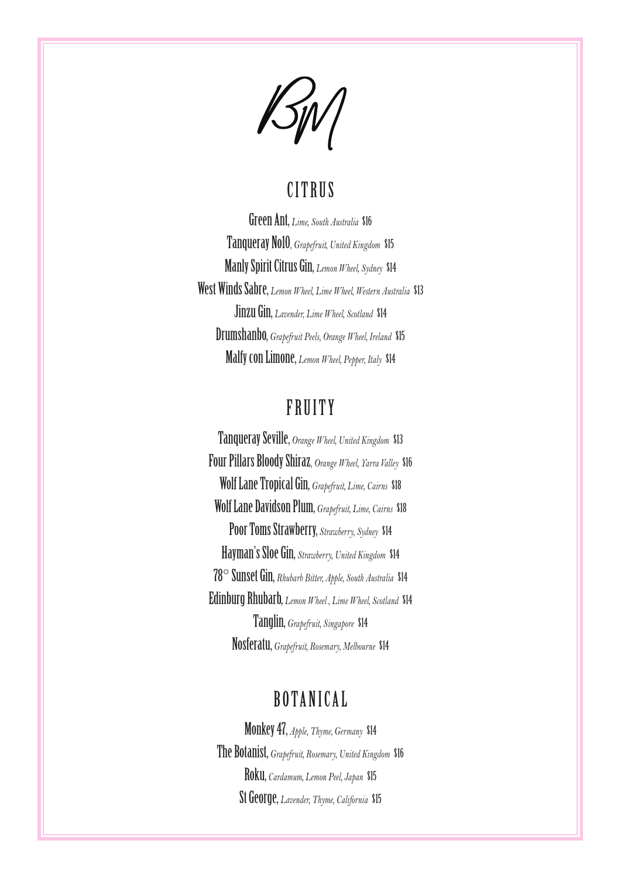BM

## CITRUS

**Green Ant**, *Lime, South Australia* $16

**Tanqueray No10**, *Grapefruit, United Kingdom* $15

**Manly Spirit Citrus Gin**, *Lemon Wheel, Sydney* $14

**West Winds Sabre**, *Lemon Wheel, Lime Wheel, Western Australia* $13

**Jinzu Gin**, *Lavender, Lime Wheel, Scotland* $14

**Drumshanbo**, *Grapefruit Peels, Orange Wheel, Ireland* $15

**Malfy con Limone**, *Lemon Wheel, Pepper, Italy* $14

## FRUITY

**Tanqueray Seville**, *Orange Wheel, United Kingdom* $13

**Four Pillars Bloody Shiraz**, *Orange Wheel, Yarra Valley* $16

**Wolf Lane Tropical Gin**, *Grapefruit, Lime, Cairns* $18

**Wolf Lane Davidson Plum**, *Grapefruit, Lime, Cairns* $18

**Poor Toms Strawberry**, *Strawberry, Sydney* $14

**Hayman's Sloe Gin**, *Strawberry, United Kingdom* $14

**78° Sunset Gin**, *Rhubarb Bitter, Apple, South Australia* $14

**Edinburg Rhubarb**, *Lemon Wheel , Lime Wheel, Scotland* $14

**Tanglin**, *Grapefruit, Singapore* $14

**Nosferatu**, *Grapefruit, Rosemary, Melbourne* $14

## BOTANICAL

**Monkey 47**, *Apple, Thyme, Germany* $14

**The Botanist**, *Grapefruit, Rosemary, United Kingdom* $16

**Roku**, *Cardamum, Lemon Peel, Japan* $15

**St George**, *Lavender, Thyme, California* $15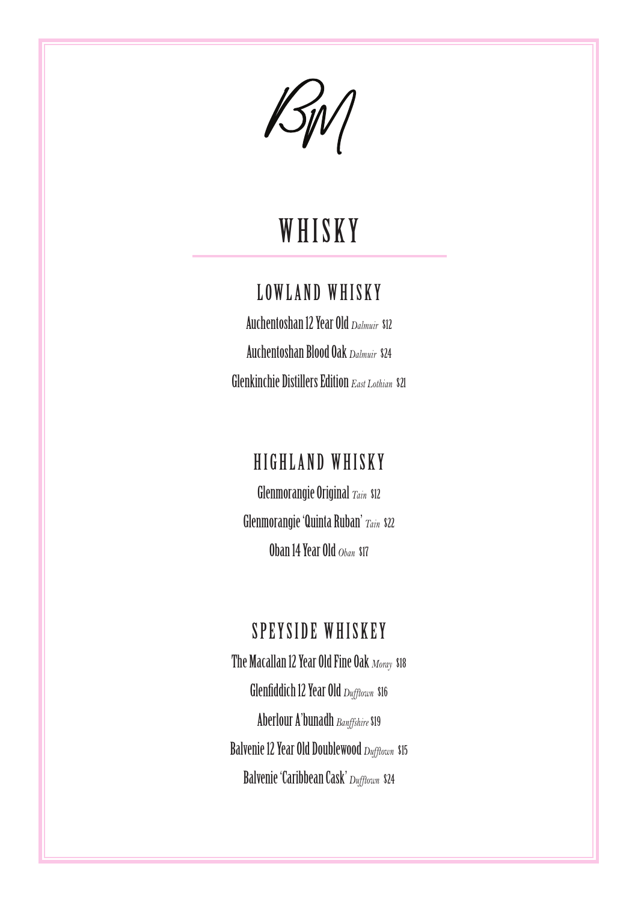BM

# WHISKY

## LOWLAND WHISKY

Auchentoshan 12 Year Old *Dalmuir* $12

Auchentoshan Blood Oak *Dalmuir* $24

Glenkinchie Distillers Edition *East Lothian* $21

## HIGHLAND WHISKY

Glenmorangie Original *Tain* $12

Glenmorangie 'Quinta Ruban' *Tain* $22

Oban 14 Year Old *Oban* $17

## SPEYSIDE WHISKEY

The Macallan 12 Year Old Fine Oak *Moray* $18

Glenfiddich 12 Year Old *Dufftown* $16

Aberlour A'bunadh *Banffshire* $19

Balvenie 12 Year Old Doublewood *Dufftown* $15

Balvenie 'Caribbean Cask' *Dufftown* $24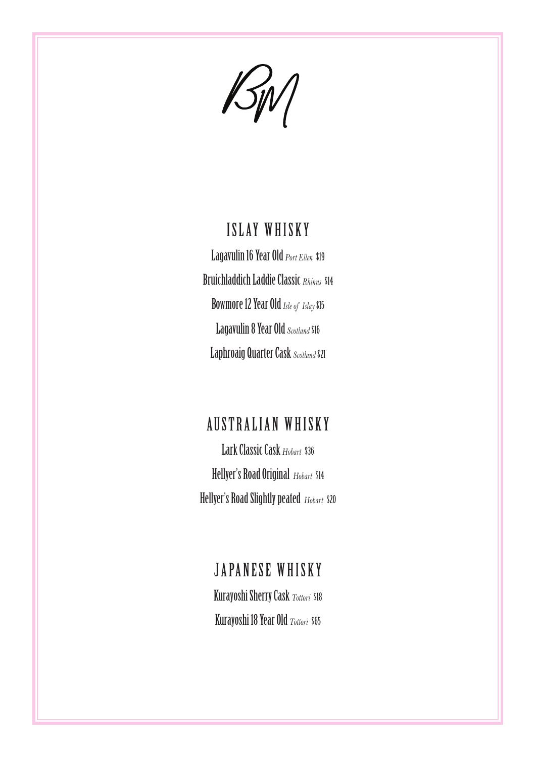BM

## ISLAY WHISKY

Lagavulin 16 Year Old *Port Ellen* $19

Bruichladdich Laddie Classic *Rhinns* $14

Bowmore 12 Year Old *Isle of Islay* $15

Lagavulin 8 Year Old *Scotland* $16

Laphroaig Quarter Cask *Scotland* $21

## AUSTRALIAN WHISKY

Lark Classic Cask *Hobart* $36

Hellyer's Road Original *Hobart* $14

Hellyer's Road Slightly peated *Hobart* $20

## JAPANESE WHISKY

Kurayoshi Sherry Cask *Tottori* $18

Kurayoshi 18 Year Old *Tottori* $65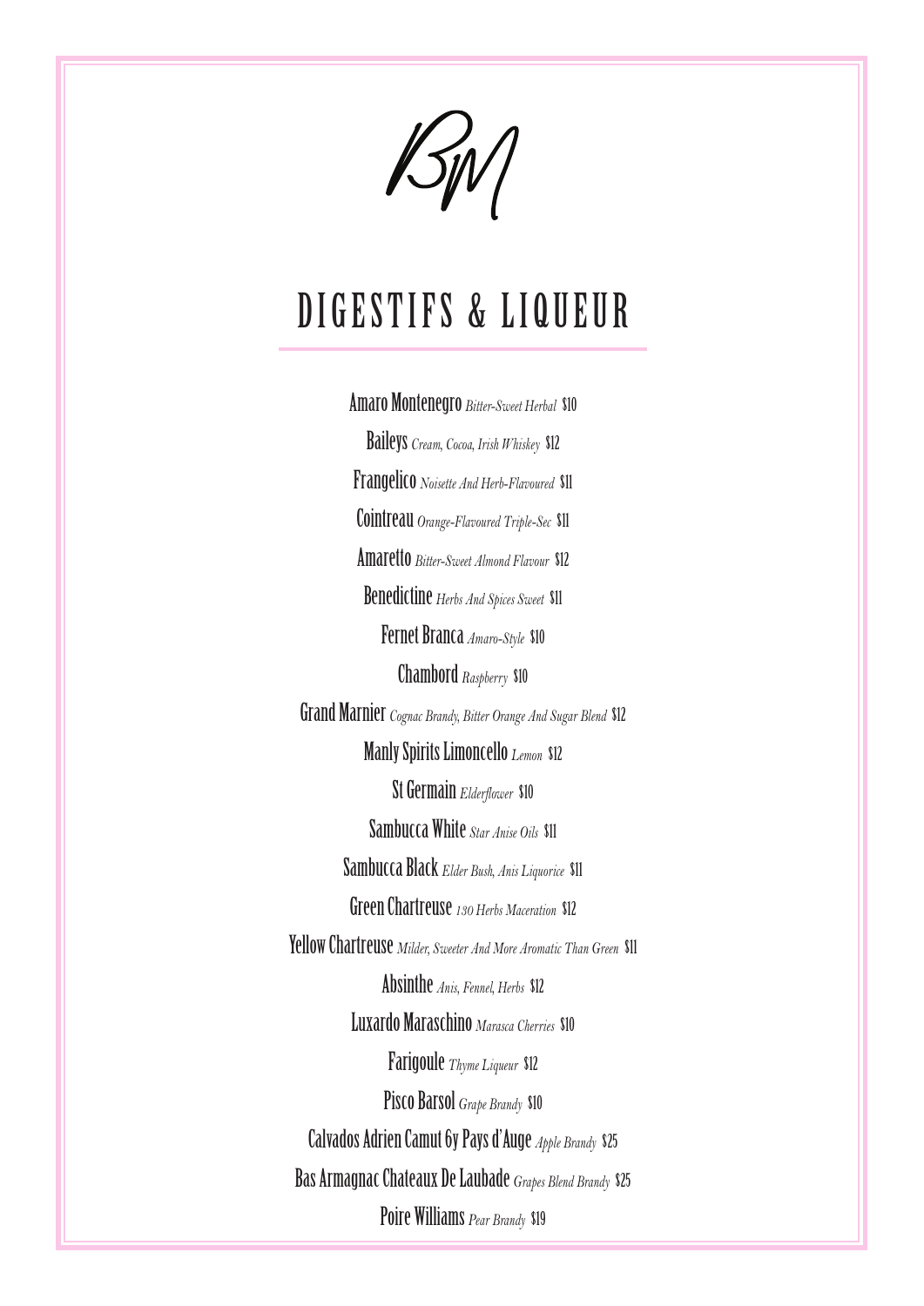BM

# DIGESTIFS & LIQUEUR

**Amaro Montenegro** *Bitter-Sweet Herbal* $10

**Baileys** *Cream, Cocoa, Irish Whiskey* $12

**Frangelico** *Noisette And Herb-Flavoured* $11

**Cointreau** *Orange-Flavoured Triple-Sec* $11

**Amaretto** *Bitter-Sweet Almond Flavour* $12

**Benedictine** *Herbs And Spices Sweet* $11

**Fernet Branca** *Amaro-Style* $10

**Chambord** *Raspberry* $10

**Grand Marnier** *Cognac Brandy, Bitter Orange And Sugar Blend* $12

**Manly Spirits Limoncello** *Lemon* $12

**St Germain** *Elderflower* $10

**Sambucca White** *Star Anise Oils* $11

**Sambucca Black** *Elder Bush, Anis Liquorice* $11

**Green Chartreuse** *130 Herbs Maceration* $12

**Yellow Chartreuse** *Milder, Sweeter And More Aromatic Than Green* $11

**Absinthe** *Anis, Fennel, Herbs* $12

**Luxardo Maraschino** *Marasca Cherries* $10

**Farigoule** *Thyme Liqueur* $12

**Pisco Barsol** *Grape Brandy* $10

**Calvados Adrien Camut 6y Pays d'Auge** *Apple Brandy* $25

**Bas Armagnac Chateaux De Laubade** *Grapes Blend Brandy* $25

**Poire Williams** *Pear Brandy* $19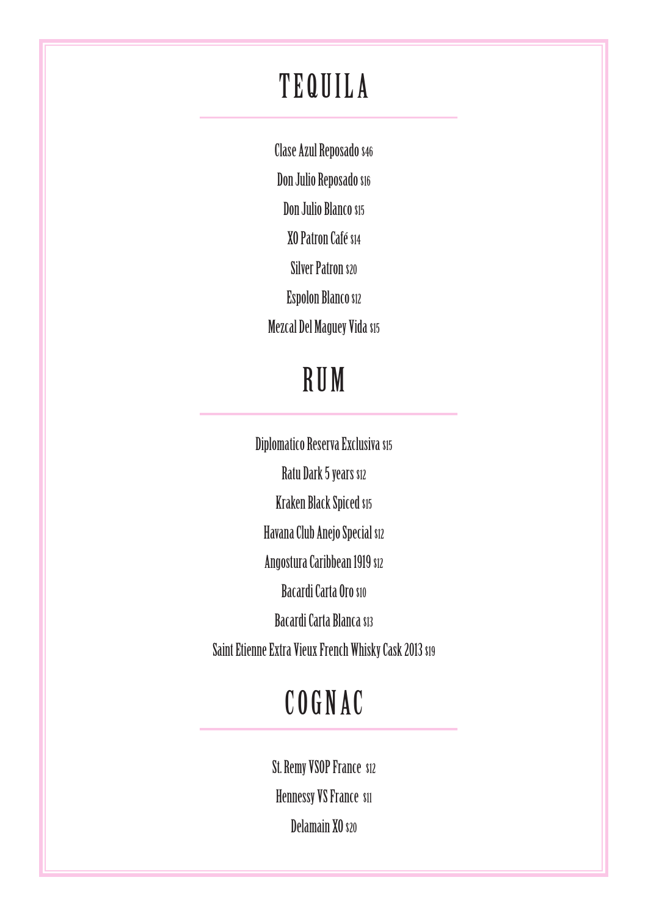# TEQUILA

Clase Azul Reposado $46

Don Julio Reposado $16

Don Julio Blanco $15

XO Patron Café $14

Silver Patron $20

Espolon Blanco $12

Mezcal Del Maguey Vida $15

# RUM

Diplomatico Reserva Exclusiva $15

Ratu Dark 5 years $12

Kraken Black Spiced $15

Havana Club Anejo Special $12

Angostura Caribbean 1919 $12

Bacardi Carta Oro $10

Bacardi Carta Blanca $13

Saint Etienne Extra Vieux French Whisky Cask 2013 $19

# COGNAC

St. Remy VSOP France $12

Hennessy VS France $11

Delamain XO $20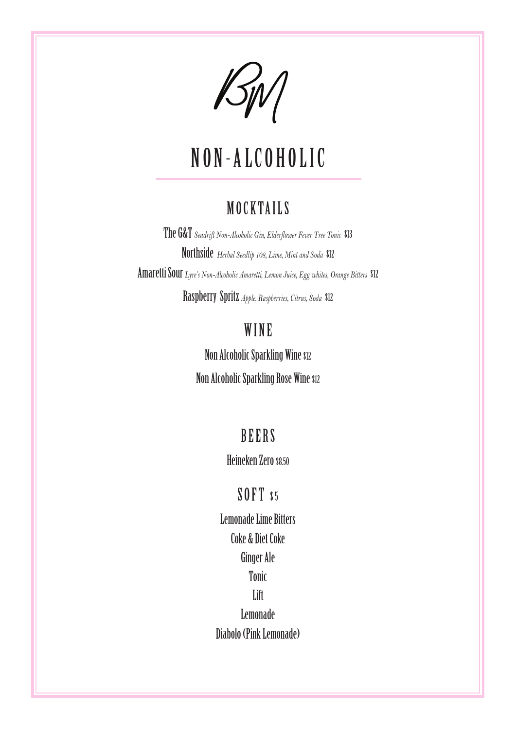BM

# NON-ALCOHOLIC

## MOCKTAILS

**The G&T** *Seadrift Non-Alcoholic Gin, Elderflower Fever Tree Tonic* $13

**Northside** *Herbal Seedlip 108, Lime, Mint and Soda* $12

**Amaretti Sour** *Lyre's Non-Alcoholic Amaretti, Lemon Juice, Egg whites, Orange Bitters* $12

**Raspberry Spritz** *Apple, Raspberries, Citrus, Soda* $12

## WINE

Non Alcoholic Sparkling Wine $12

Non Alcoholic Sparkling Rose Wine $12

## BEERS

Heineken Zero $8.50

## SOFT $5

Lemonade Lime Bitters

Coke & Diet Coke

Ginger Ale

Tonic

Lift

Lemonade

Diabolo (Pink Lemonade)